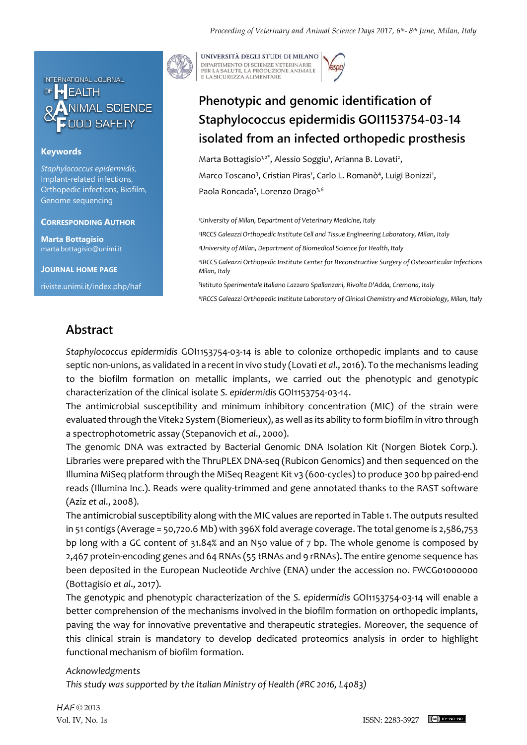INTERNATIONAL JOURNAL OF HEALTH ANIMAL SCIENCE & FOOD SAFETY

**Keywords**

*Staphylococcus epidermidis*, Implant-related infections, Orthopedic infections, Biofilm, Genome sequencing

**CORRESPONDING AUTHOR**

**Marta Bottagisio**
marta.bottagisio@unimi.it

**JOURNAL HOME PAGE**

riviste.unimi.it/index.php/haf

UNIVERSITÀ DEGLI STUDI DI MILANO
DIPARTIMENTO DI SCIENZE VETERINARIE PER LA SALUTE, LA PRODUZIONE ANIMALE E LA SICUREZZA ALIMENTARE

# Phenotypic and genomic identification of Staphylococcus epidermidis GOI1153754-03-14 isolated from an infected orthopedic prosthesis

Marta Bottagisio[1,2*], Alessio Soggiu[1], Arianna B. Lovati[2], Marco Toscano[3], Cristian Piras[1], Carlo L. Romanò[4], Luigi Bonizzi[1], Paola Roncada[5], Lorenzo Drago[3,6]

[1]*University of Milan, Department of Veterinary Medicine, Italy*

[2]*IRCCS Galeazzi Orthopedic Institute Cell and Tissue Engineering Laboratory, Milan, Italy*

[3]*University of Milan, Department of Biomedical Science for Health, Italy*

[4]*IRCCS Galeazzi Orthopedic Institute Center for Reconstructive Surgery of Osteoarticular Infections Milan, Italy*

[5]*Istituto Sperimentale Italiano Lazzaro Spallanzani, Rivolta D'Adda, Cremona, Italy*

[6]*IRCCS Galeazzi Orthopedic Institute Laboratory of Clinical Chemistry and Microbiology, Milan, Italy*

## Abstract

*Staphylococcus epidermidis* GOI1153754-03-14 is able to colonize orthopedic implants and to cause septic non-unions, as validated in a recent in vivo study (Lovati *et al*., 2016). To the mechanisms leading to the biofilm formation on metallic implants, we carried out the phenotypic and genotypic characterization of the clinical isolate *S. epidermidis* GOI1153754-03-14.

The antimicrobial susceptibility and minimum inhibitory concentration (MIC) of the strain were evaluated through the Vitek2 System (Biomerieux), as well as its ability to form biofilm in vitro through a spectrophotometric assay (Stepanovich *et al*., 2000).

The genomic DNA was extracted by Bacterial Genomic DNA Isolation Kit (Norgen Biotek Corp.). Libraries were prepared with the ThruPLEX DNA-seq (Rubicon Genomics) and then sequenced on the Illumina MiSeq platform through the MiSeq Reagent Kit v3 (600-cycles) to produce 300 bp paired-end reads (Illumina Inc.). Reads were quality-trimmed and gene annotated thanks to the RAST software (Aziz *et al*., 2008).

The antimicrobial susceptibility along with the MIC values are reported in Table 1. The outputs resulted in 51 contigs (Average = 50,720.6 Mb) with 396X fold average coverage. The total genome is 2,586,753 bp long with a GC content of 31.84% and an N50 value of 7 bp. The whole genome is composed by 2,467 protein-encoding genes and 64 RNAs (55 tRNAs and 9 rRNAs). The entire genome sequence has been deposited in the European Nucleotide Archive (ENA) under the accession no. FWCG01000000 (Bottagisio *et al*., 2017).

The genotypic and phenotypic characterization of the *S. epidermidis* GOI1153754-03-14 will enable a better comprehension of the mechanisms involved in the biofilm formation on orthopedic implants, paving the way for innovative preventative and therapeutic strategies. Moreover, the sequence of this clinical strain is mandatory to develop dedicated proteomics analysis in order to highlight functional mechanism of biofilm formation.

*Acknowledgments*

*This study was supported by the Italian Ministry of Health (#RC 2016, L4083)*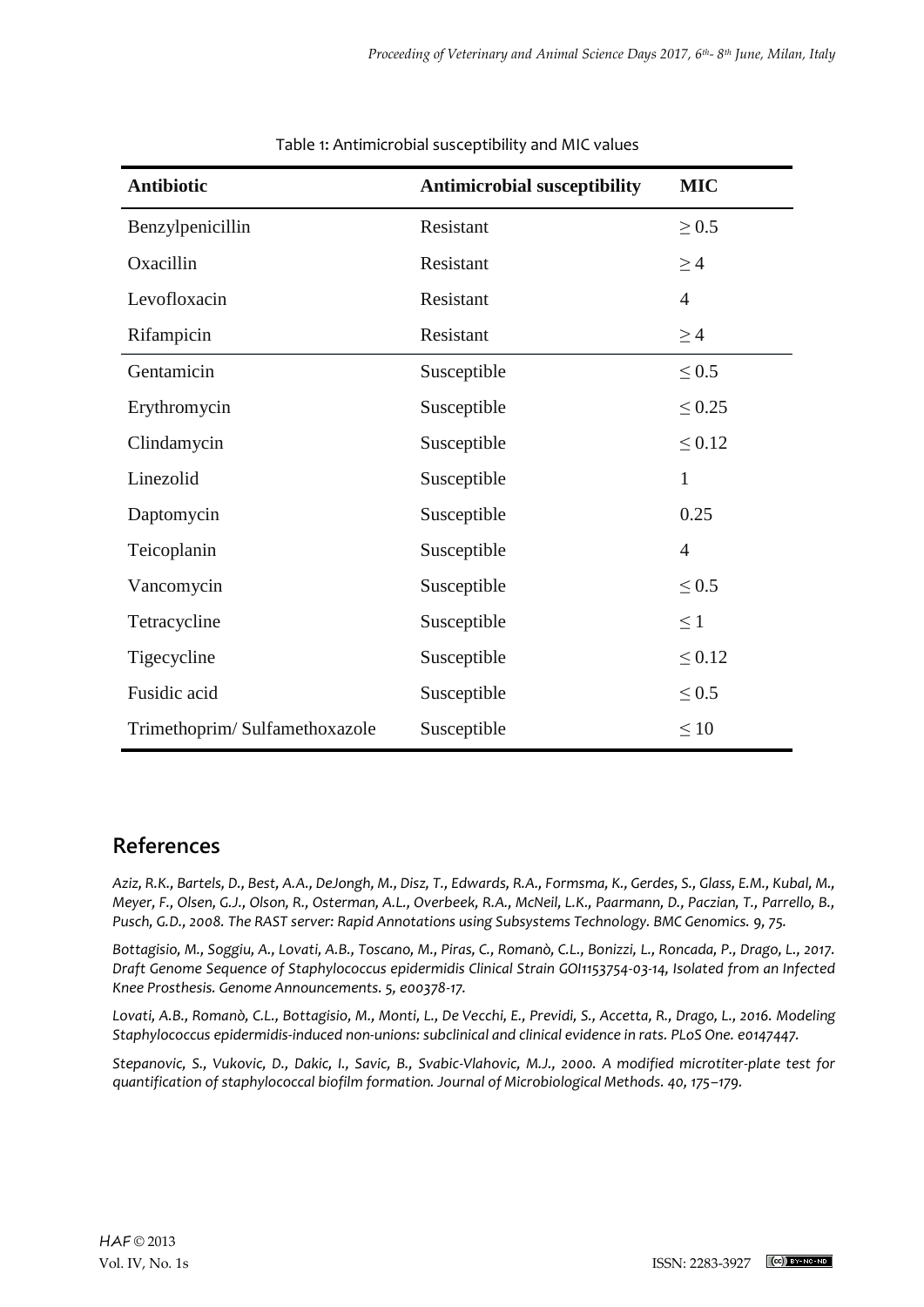Table 1: Antimicrobial susceptibility and MIC values

| Antibiotic | Antimicrobial susceptibility | MIC |
|---|---|---|
| Benzylpenicillin | Resistant | $\geq 0.5$ |
| Oxacillin | Resistant | $\geq 4$ |
| Levofloxacin | Resistant | 4 |
| Rifampicin | Resistant | $\geq 4$ |
| Gentamicin | Susceptible | $\leq 0.5$ |
| Erythromycin | Susceptible | $\leq 0.25$ |
| Clindamycin | Susceptible | $\leq 0.12$ |
| Linezolid | Susceptible | 1 |
| Daptomycin | Susceptible | 0.25 |
| Teicoplanin | Susceptible | 4 |
| Vancomycin | Susceptible | $\leq 0.5$ |
| Tetracycline | Susceptible | $\leq 1$ |
| Tigecycline | Susceptible | $\leq 0.12$ |
| Fusidic acid | Susceptible | $\leq 0.5$ |
| Trimethoprim/ Sulfamethoxazole | Susceptible | $\leq 10$ |

## References

*Aziz, R.K., Bartels, D., Best, A.A., DeJongh, M., Disz, T., Edwards, R.A., Formsma, K., Gerdes, S., Glass, E.M., Kubal, M., Meyer, F., Olsen, G.J., Olson, R., Osterman, A.L., Overbeek, R.A., McNeil, L.K., Paarmann, D., Paczian, T., Parrello, B., Pusch, G.D., 2008. The RAST server: Rapid Annotations using Subsystems Technology. BMC Genomics. 9, 75.*

*Bottagisio, M., Soggiu, A., Lovati, A.B., Toscano, M., Piras, C., Romanò, C.L., Bonizzi, L., Roncada, P., Drago, L., 2017. Draft Genome Sequence of Staphylococcus epidermidis Clinical Strain GOI1153754-03-14, Isolated from an Infected Knee Prosthesis. Genome Announcements. 5, e00378-17.*

*Lovati, A.B., Romanò, C.L., Bottagisio, M., Monti, L., De Vecchi, E., Previdi, S., Accetta, R., Drago, L., 2016. Modeling Staphylococcus epidermidis-induced non-unions: subclinical and clinical evidence in rats. PLoS One. e0147447.*

*Stepanovic, S., Vukovic, D., Dakic, I., Savic, B., Svabic-Vlahovic, M.J., 2000. A modified microtiter-plate test for quantification of staphylococcal biofilm formation. Journal of Microbiological Methods. 40, 175–179.*